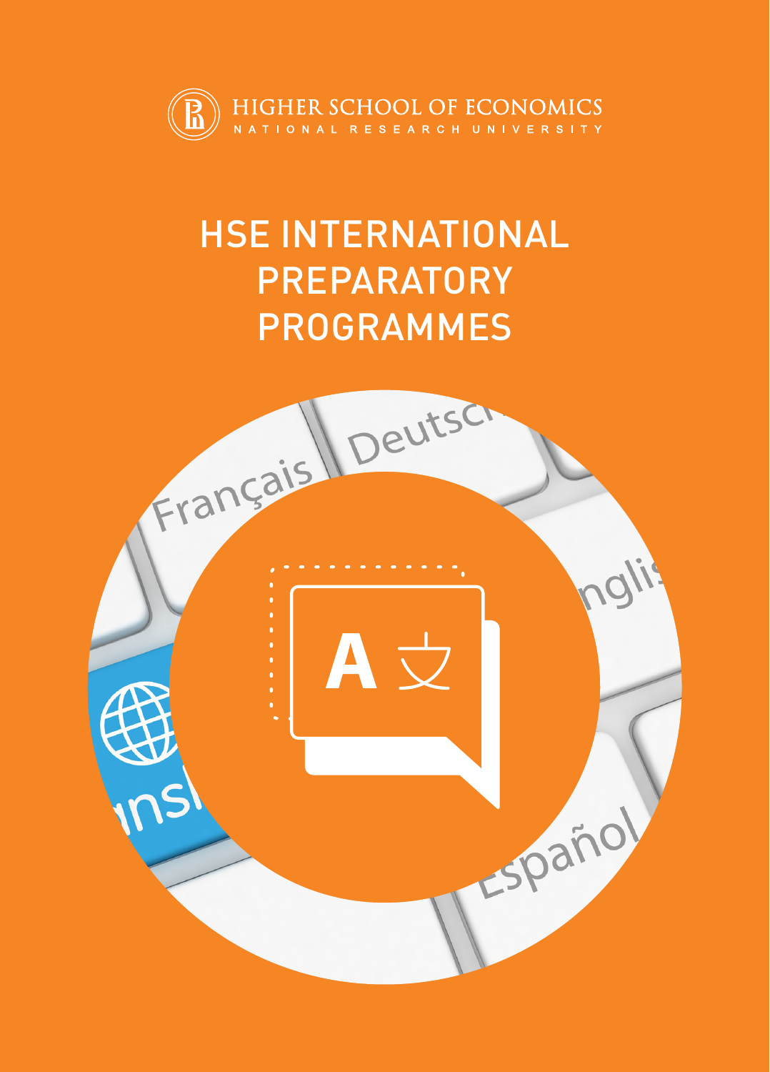HIGHER SCHOOL OF ECONOMICS
NATIONAL RESEARCH UNIVERSITY

# HSE INTERNATIONAL PREPARATORY PROGRAMMES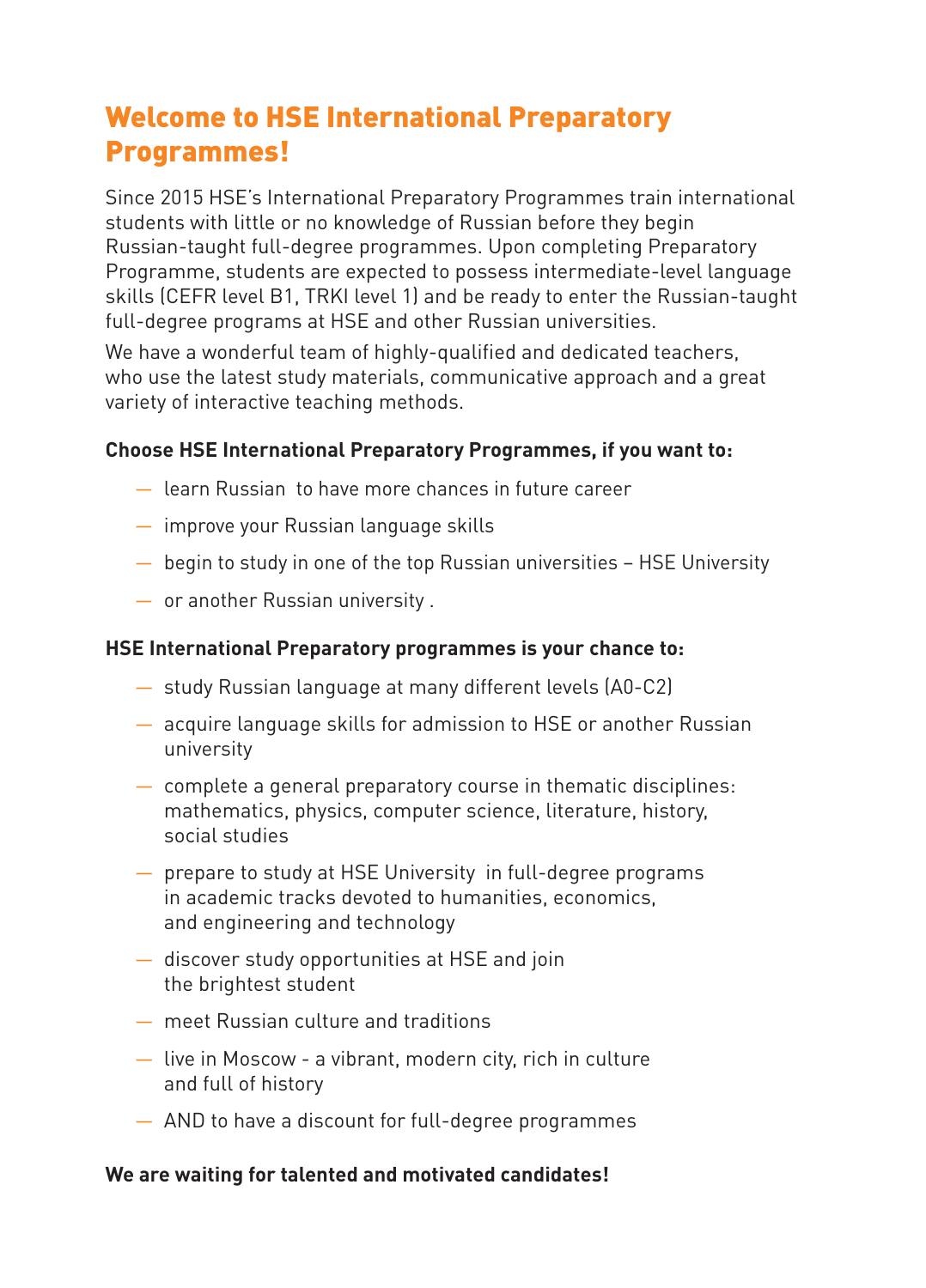# Welcome to HSE International Preparatory Programmes!

Since 2015 HSE's International Preparatory Programmes train international students with little or no knowledge of Russian before they begin Russian-taught full-degree programmes. Upon completing Preparatory Programme, students are expected to possess intermediate-level language skills (CEFR level B1, TRKI level 1) and be ready to enter the Russian-taught full-degree programs at HSE and other Russian universities.

We have a wonderful team of highly-qualified and dedicated teachers, who use the latest study materials, communicative approach and a great variety of interactive teaching methods.

**Choose HSE International Preparatory Programmes, if you want to:**

- learn Russian to have more chances in future career
- improve your Russian language skills
- begin to study in one of the top Russian universities – HSE University
- or another Russian university .

**HSE International Preparatory programmes is your chance to:**

- study Russian language at many different levels (A0-C2)
- acquire language skills for admission to HSE or another Russian university
- complete a general preparatory course in thematic disciplines: mathematics, physics, computer science, literature, history, social studies
- prepare to study at HSE University in full-degree programs in academic tracks devoted to humanities, economics, and engineering and technology
- discover study opportunities at HSE and join the brightest student
- meet Russian culture and traditions
- live in Moscow - a vibrant, modern city, rich in culture and full of history
- AND to have a discount for full-degree programmes

**We are waiting for talented and motivated candidates!**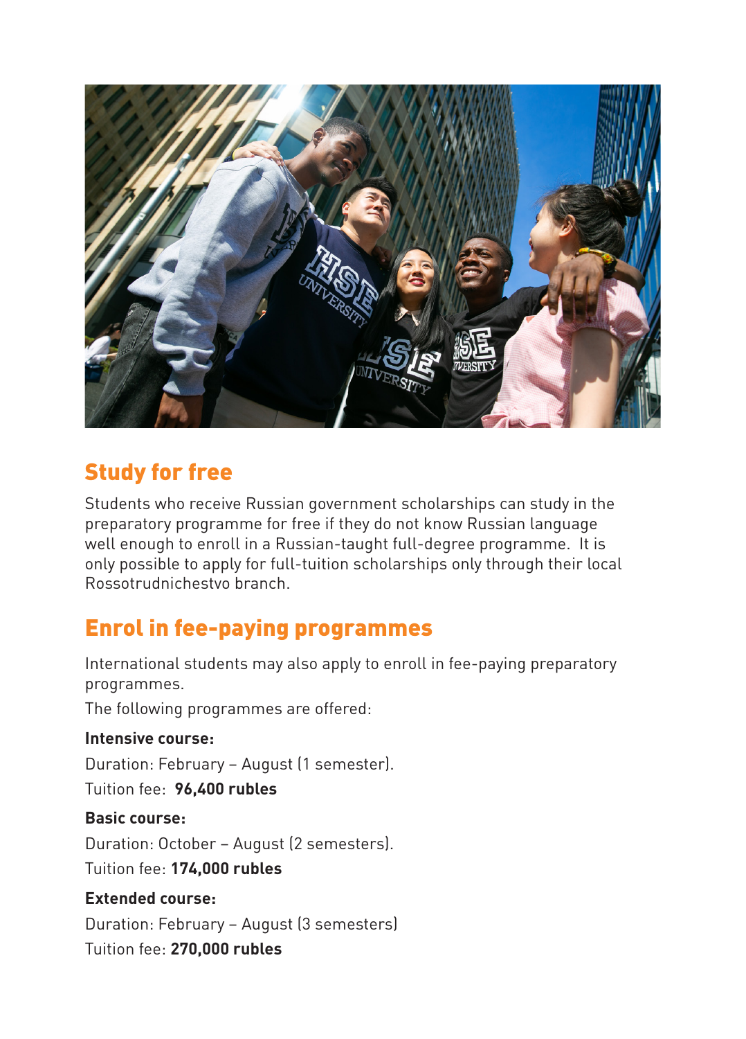## Study for free

Students who receive Russian government scholarships can study in the preparatory programme for free if they do not know Russian language well enough to enroll in a Russian-taught full-degree programme.  It is only possible to apply for full-tuition scholarships only through their local Rossotrudnichestvo branch.

## Enrol in fee-paying programmes

International students may also apply to enroll in fee-paying preparatory programmes.

The following programmes are offered:

**Intensive course:**

Duration: February – August (1 semester).

Tuition fee:  **96,400 rubles**

**Basic course:**

Duration: October – August (2 semesters).

Tuition fee: **174,000 rubles**

**Extended course:**

Duration: February – August (3 semesters)

Tuition fee: **270,000 rubles**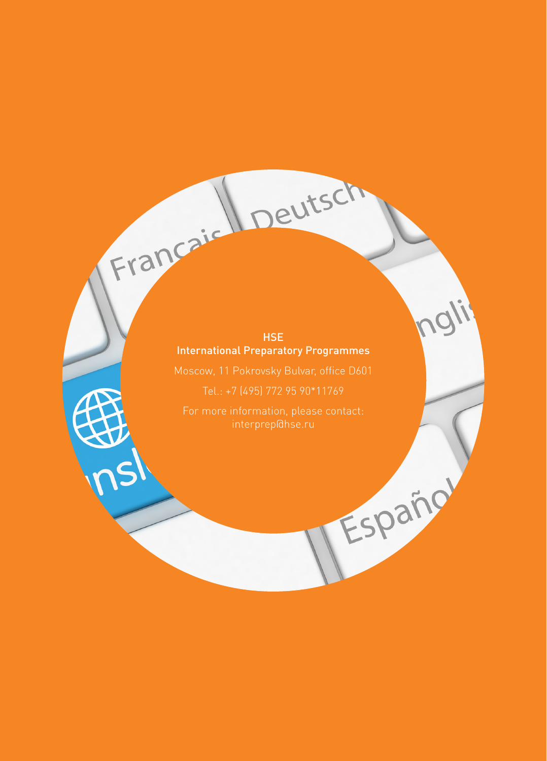**HSE**
**International Preparatory Programmes**

Moscow, 11 Pokrovsky Bulvar, office D601

Tel.: +7 (495) 772 95 90*11769

For more information, please contact:
interprep@hse.ru